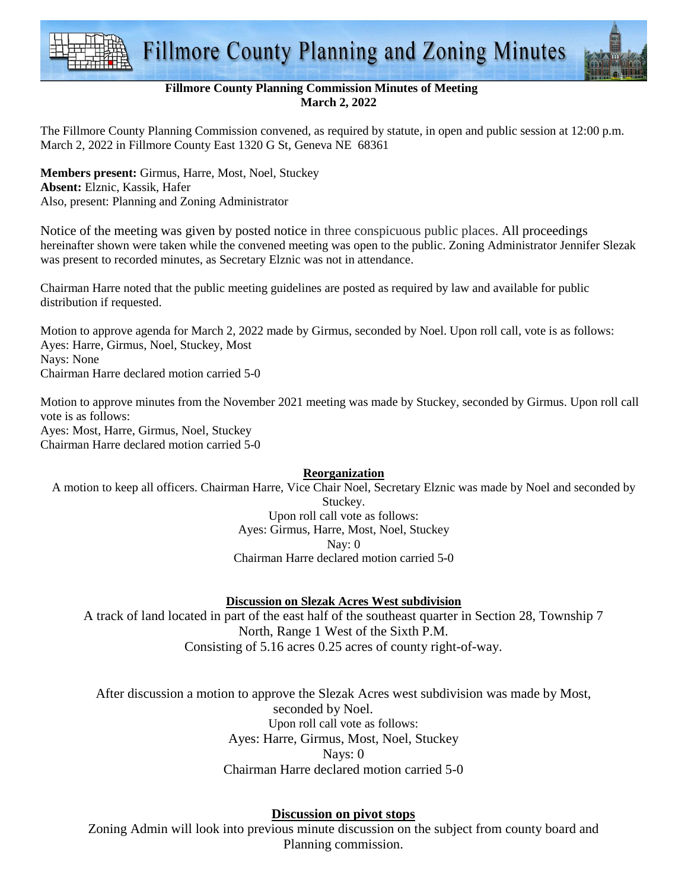# Fillmore County Planning and Zoning Minutes

**Fillmore County Planning Commission Minutes of Meeting**
**March 2, 2022**

The Fillmore County Planning Commission convened, as required by statute, in open and public session at 12:00 p.m. March 2, 2022 in Fillmore County East 1320 G St, Geneva NE 68361

**Members present:** Girmus, Harre, Most, Noel, Stuckey
**Absent:** Elznic, Kassik, Hafer
Also, present: Planning and Zoning Administrator

Notice of the meeting was given by posted notice in three conspicuous public places. All proceedings hereinafter shown were taken while the convened meeting was open to the public. Zoning Administrator Jennifer Slezak was present to recorded minutes, as Secretary Elznic was not in attendance.

Chairman Harre noted that the public meeting guidelines are posted as required by law and available for public distribution if requested.

Motion to approve agenda for March 2, 2022 made by Girmus, seconded by Noel. Upon roll call, vote is as follows:
Ayes: Harre, Girmus, Noel, Stuckey, Most
Nays: None
Chairman Harre declared motion carried 5-0

Motion to approve minutes from the November 2021 meeting was made by Stuckey, seconded by Girmus. Upon roll call vote is as follows:
Ayes: Most, Harre, Girmus, Noel, Stuckey
Chairman Harre declared motion carried 5-0

**Reorganization**

A motion to keep all officers. Chairman Harre, Vice Chair Noel, Secretary Elznic was made by Noel and seconded by Stuckey.
Upon roll call vote as follows:
Ayes: Girmus, Harre, Most, Noel, Stuckey
Nay: 0
Chairman Harre declared motion carried 5-0

**Discussion on Slezak Acres West subdivision**

A track of land located in part of the east half of the southeast quarter in Section 28, Township 7 North, Range 1 West of the Sixth P.M.
Consisting of 5.16 acres 0.25 acres of county right-of-way.

After discussion a motion to approve the Slezak Acres west subdivision was made by Most, seconded by Noel.
Upon roll call vote as follows:
Ayes: Harre, Girmus, Most, Noel, Stuckey
Nays: 0
Chairman Harre declared motion carried 5-0

**Discussion on pivot stops**

Zoning Admin will look into previous minute discussion on the subject from county board and Planning commission.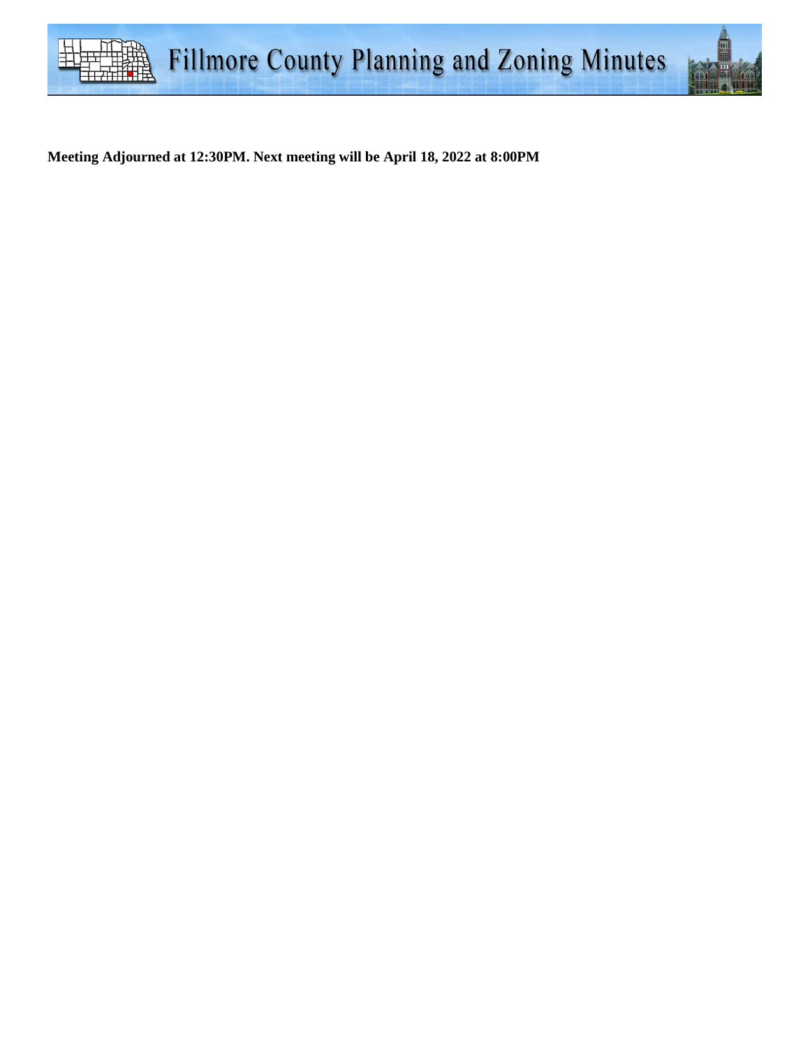**Meeting Adjourned at 12:30PM. Next meeting will be April 18, 2022 at 8:00PM**